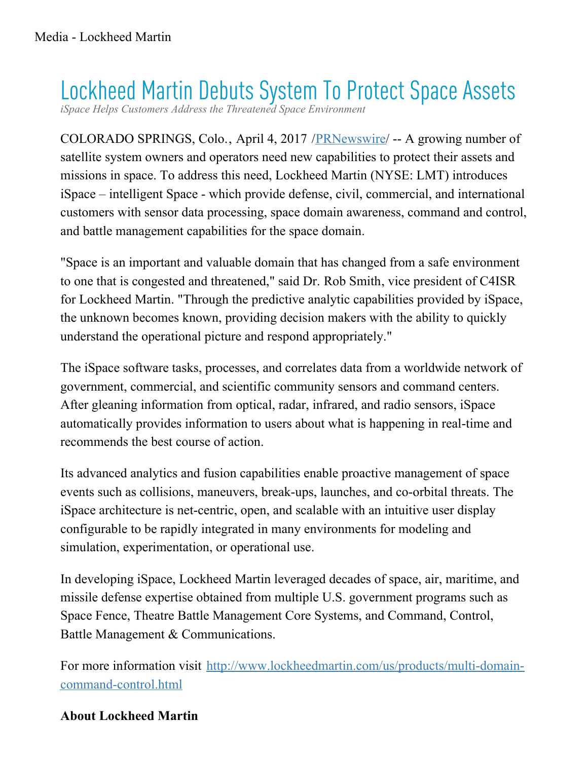# Lockheed Martin Debuts System To Protect Space Assets

*iSpace Helps Customers Address the Threatened Space Environment*

COLORADO SPRINGS, Colo., April 4, 2017 /[PRNewswire](http://www.prnewswire.com/)/ -- A growing number of satellite system owners and operators need new capabilities to protect their assets and missions in space. To address this need, Lockheed Martin (NYSE: LMT) introduces iSpace – intelligent Space - which provide defense, civil, commercial, and international customers with sensor data processing, space domain awareness, command and control, and battle management capabilities for the space domain.

"Space is an important and valuable domain that has changed from a safe environment to one that is congested and threatened," said Dr. Rob Smith, vice president of C4ISR for Lockheed Martin. "Through the predictive analytic capabilities provided by iSpace, the unknown becomes known, providing decision makers with the ability to quickly understand the operational picture and respond appropriately."

The iSpace software tasks, processes, and correlates data from a worldwide network of government, commercial, and scientific community sensors and command centers. After gleaning information from optical, radar, infrared, and radio sensors, iSpace automatically provides information to users about what is happening in real-time and recommends the best course of action.

Its advanced analytics and fusion capabilities enable proactive management of space events such as collisions, maneuvers, break-ups, launches, and co-orbital threats. The iSpace architecture is net-centric, open, and scalable with an intuitive user display configurable to be rapidly integrated in many environments for modeling and simulation, experimentation, or operational use.

In developing iSpace, Lockheed Martin leveraged decades of space, air, maritime, and missile defense expertise obtained from multiple U.S. government programs such as Space Fence, Theatre Battle Management Core Systems, and Command, Control, Battle Management & Communications.

For more information visit [http://www.lockheedmartin.com/us/products/multi-domain-command-control.html](http://www.lockheedmartin.com/us/products/multi-domain-command-control.html)

**About Lockheed Martin**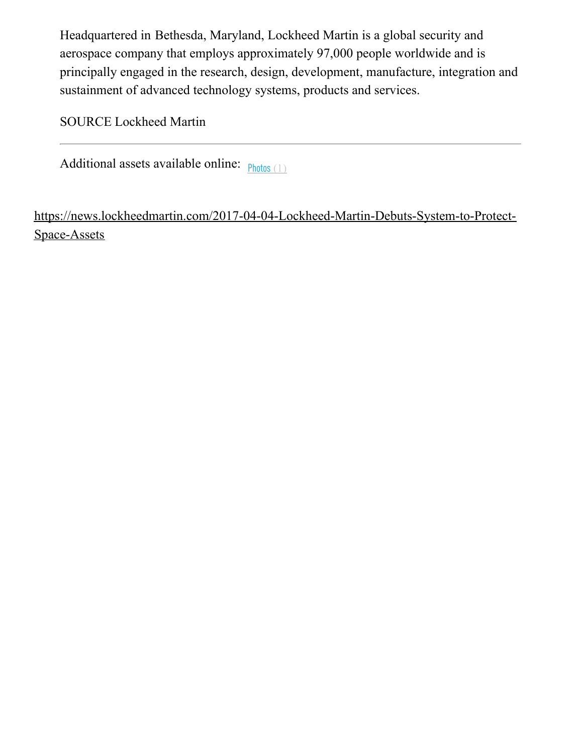Headquartered in Bethesda, Maryland, Lockheed Martin is a global security and aerospace company that employs approximately 97,000 people worldwide and is principally engaged in the research, design, development, manufacture, integration and sustainment of advanced technology systems, products and services.

SOURCE Lockheed Martin

---

Additional assets available online: Photos (1)

https://news.lockheedmartin.com/2017-04-04-Lockheed-Martin-Debuts-System-to-Protect-Space-Assets